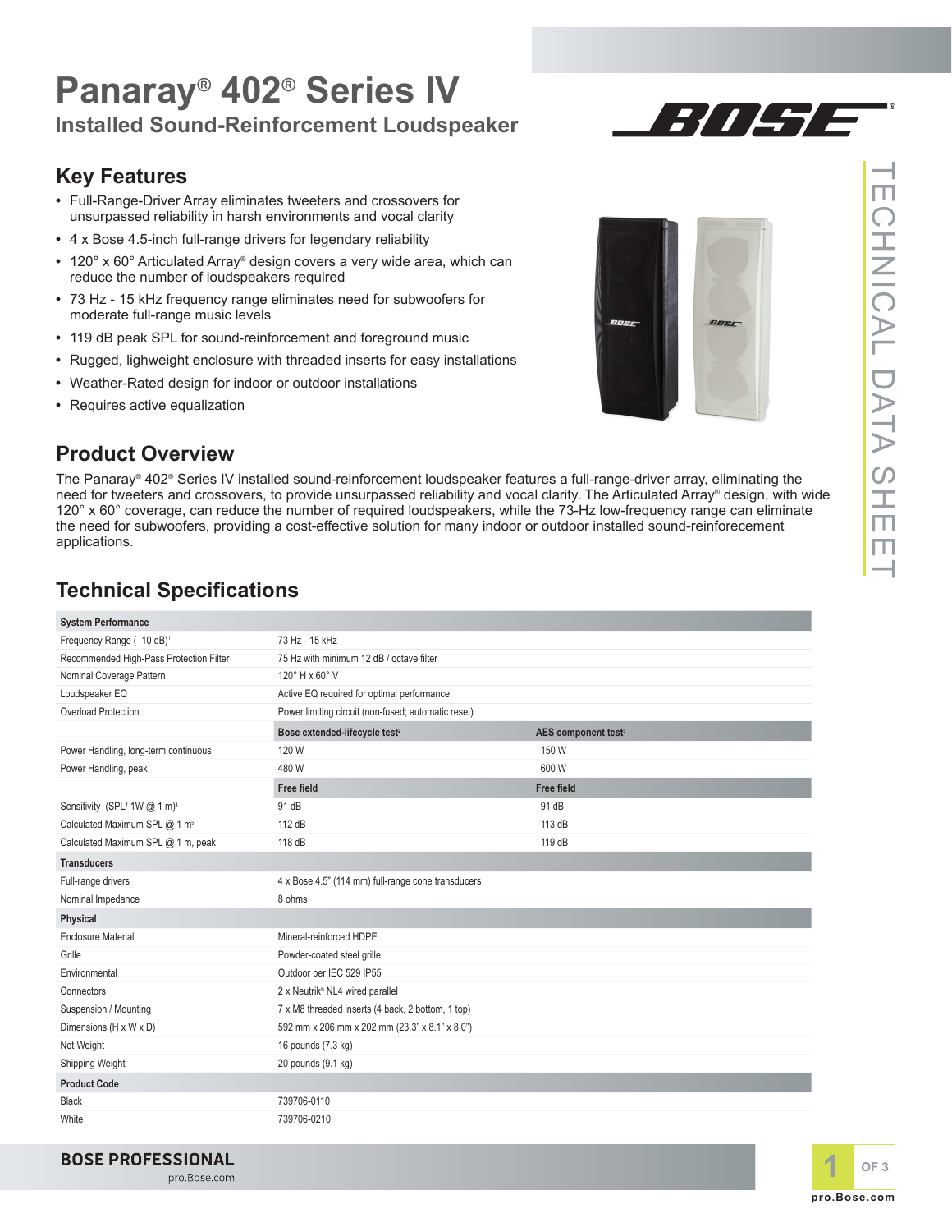# Panaray® 402® Series IV

## Installed Sound-Reinforcement Loudspeaker

## Key Features

- Full-Range-Driver Array eliminates tweeters and crossovers for unsurpassed reliability in harsh environments and vocal clarity
- 4 x Bose 4.5-inch full-range drivers for legendary reliability
- 120° x 60° Articulated Array® design covers a very wide area, which can reduce the number of loudspeakers required
- 73 Hz - 15 kHz frequency range eliminates need for subwoofers for moderate full-range music levels
- 119 dB peak SPL for sound-reinforcement and foreground music
- Rugged, lighweight enclosure with threaded inserts for easy installations
- Weather-Rated design for indoor or outdoor installations
- Requires active equalization

## Product Overview

The Panaray® 402® Series IV installed sound-reinforcement loudspeaker features a full-range-driver array, eliminating the need for tweeters and crossovers, to provide unsurpassed reliability and vocal clarity. The Articulated Array® design, with wide 120° x 60° coverage, can reduce the number of required loudspeakers, while the 73-Hz low-frequency range can eliminate the need for subwoofers, providing a cost-effective solution for many indoor or outdoor installed sound-reinforecement applications.

## Technical Specifications

| | | |
|---|---|---|
| **System Performance** | | |
| Frequency Range (–10 dB)[1] | 73 Hz - 15 kHz | |
| Recommended High-Pass Protection Filter | 75 Hz with minimum 12 dB / octave filter | |
| Nominal Coverage Pattern | 120° H x 60° V | |
| Loudspeaker EQ | Active EQ required for optimal performance | |
| Overload Protection | Power limiting circuit (non-fused; automatic reset) | |
| | **Bose extended-lifecycle test[2]** | **AES component test[3]** |
| Power Handling, long-term continuous | 120 W | 150 W |
| Power Handling, peak | 480 W | 600 W |
| | **Free field** | **Free field** |
| Sensitivity (SPL/ 1W @ 1 m)[4] | 91 dB | 91 dB |
| Calculated Maximum SPL @ 1 m[5] | 112 dB | 113 dB |
| Calculated Maximum SPL @ 1 m, peak | 118 dB | 119 dB |
| **Transducers** | | |
| Full-range drivers | 4 x Bose 4.5" (114 mm) full-range cone transducers | |
| Nominal Impedance | 8 ohms | |
| **Physical** | | |
| Enclosure Material | Mineral-reinforced HDPE | |
| Grille | Powder-coated steel grille | |
| Environmental | Outdoor per IEC 529 IP55 | |
| Connectors | 2 x Neutrik® NL4 wired parallel | |
| Suspension / Mounting | 7 x M8 threaded inserts (4 back, 2 bottom, 1 top) | |
| Dimensions (H x W x D) | 592 mm x 206 mm x 202 mm (23.3" x 8.1" x 8.0") | |
| Net Weight | 16 pounds (7.3 kg) | |
| Shipping Weight | 20 pounds (9.1 kg) | |
| **Product Code** | | |
| Black | 739706-0110 | |
| White | 739706-0210 | |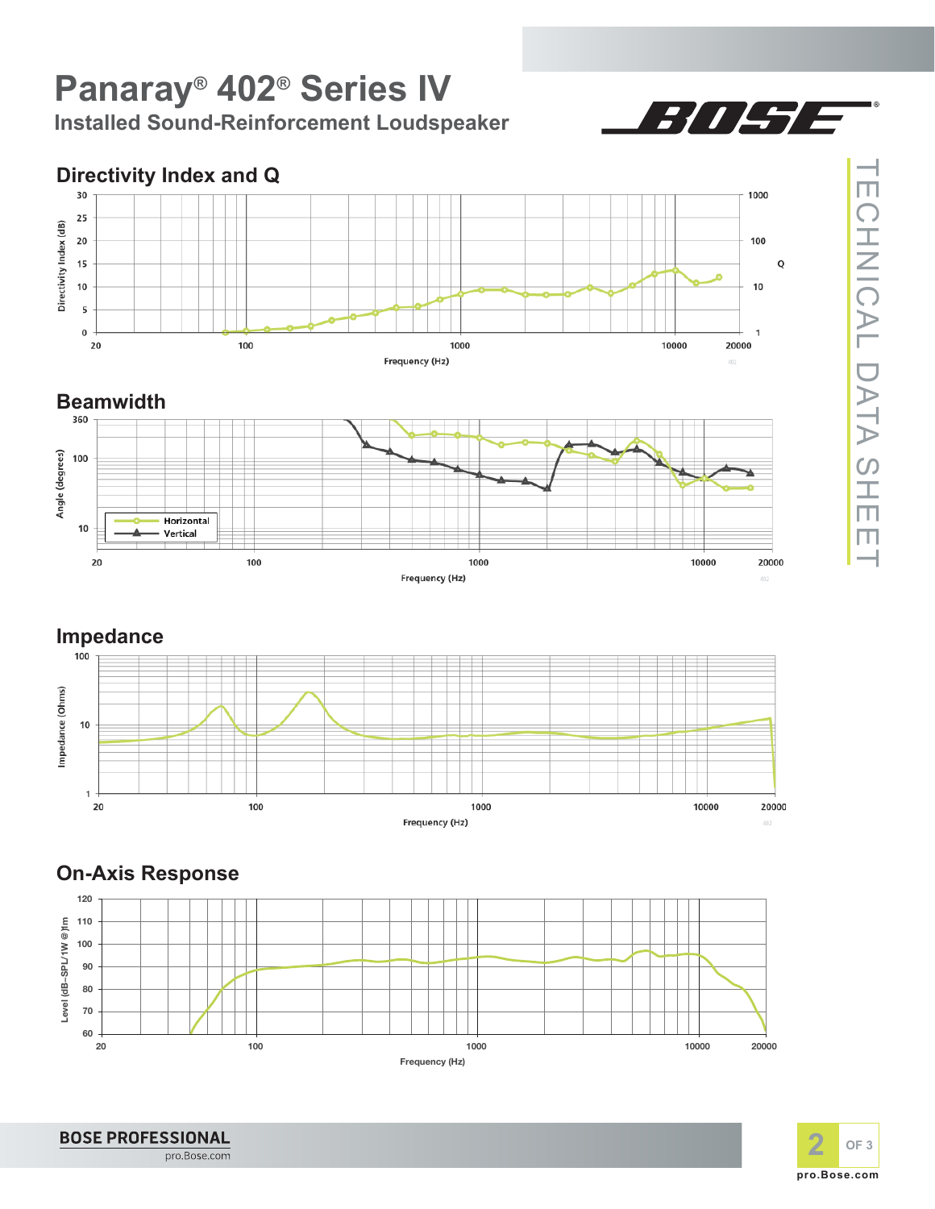# Panaray® 402® Series IV

## Installed Sound-Reinforcement Loudspeaker

TECHNICAL DATA SHEET

## Directivity Index and Q

Directivity Index (dB)

30
25
20
15
10
5
0

Q

1000
100
10
1

20
100
1000
10000
20000

Frequency (Hz)

402

## Beamwidth

Angle (degrees)

360
100
10

Horizontal
Vertical

20
100
1000
10000
20000

Frequency (Hz)

402

## Impedance

Impedance (Ohms)

100
10
1

20
100
1000
10000
20000

Frequency (Hz)

402

## On-Axis Response

Level (dB-SPL/1W @ )1m

120
110
100
90
80
70
60

20
100
1000
10000
20000

Frequency (Hz)

BOSE PROFESSIONAL
pro.Bose.com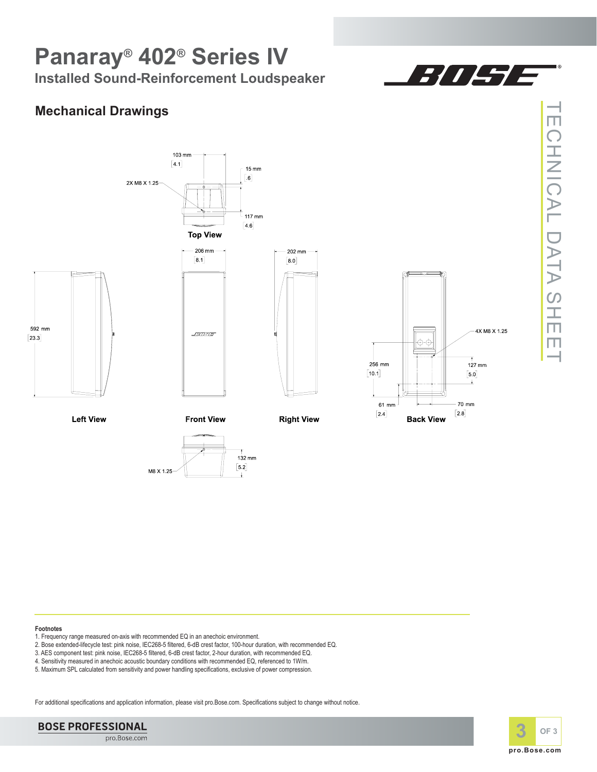# Panaray® 402® Series IV

## Installed Sound-Reinforcement Loudspeaker

## Mechanical Drawings

103 mm
4.1
15 mm
.6
2X M8 X 1.25
117 mm
4.6
Top View

206 mm
8.1
202 mm
8.0
592 mm
23.3
4X M8 X 1.25
256 mm
10.1
127 mm
5.0
61 mm
2.4
70 mm
2.8

Left View
Front View
Right View
Back View

132 mm
5.2
M8 X 1.25

**Footnotes**

1. Frequency range measured on-axis with recommended EQ in an anechoic environment.
2. Bose extended-lifecycle test: pink noise, IEC268-5 filtered, 6-dB crest factor, 100-hour duration, with recommended EQ.
3. AES component test: pink noise, IEC268-5 filtered, 6-dB crest factor, 2-hour duration, with recommended EQ.
4. Sensitivity measured in anechoic acoustic boundary conditions with recommended EQ, referenced to 1W/m.
5. Maximum SPL calculated from sensitivity and power handling specifications, exclusive of power compression.

For additional specifications and application information, please visit pro.Bose.com. Specifications subject to change without notice.